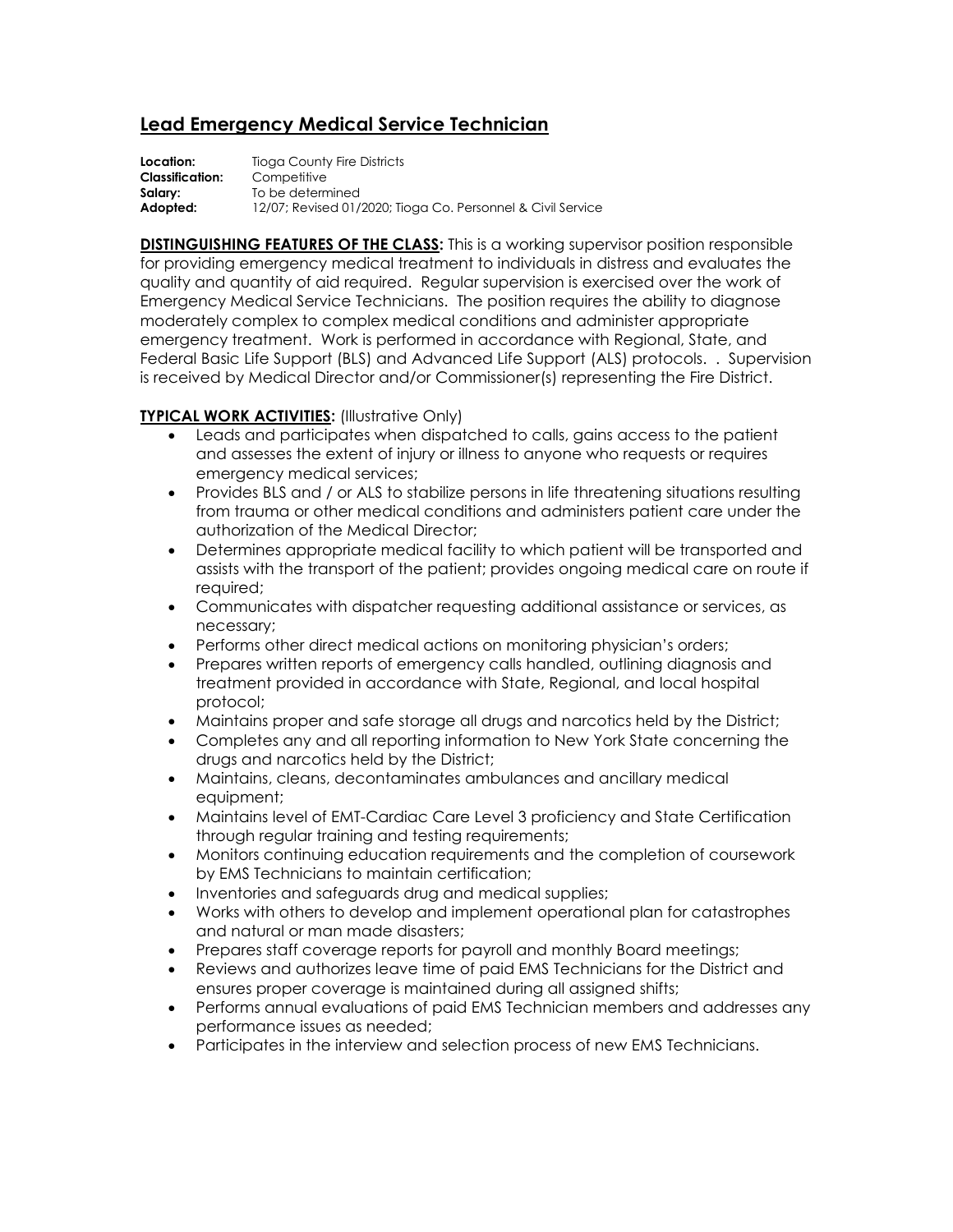# Lead Emergency Medical Service Technician

**Location:** Tioga County Fire Districts
**Classification:** Competitive
**Salary:** To be determined
**Adopted:** 12/07; Revised 01/2020; Tioga Co. Personnel & Civil Service

**DISTINGUISHING FEATURES OF THE CLASS:** This is a working supervisor position responsible for providing emergency medical treatment to individuals in distress and evaluates the quality and quantity of aid required. Regular supervision is exercised over the work of Emergency Medical Service Technicians. The position requires the ability to diagnose moderately complex to complex medical conditions and administer appropriate emergency treatment. Work is performed in accordance with Regional, State, and Federal Basic Life Support (BLS) and Advanced Life Support (ALS) protocols. . Supervision is received by Medical Director and/or Commissioner(s) representing the Fire District.

**TYPICAL WORK ACTIVITIES:** (Illustrative Only)

- Leads and participates when dispatched to calls, gains access to the patient and assesses the extent of injury or illness to anyone who requests or requires emergency medical services;
- Provides BLS and / or ALS to stabilize persons in life threatening situations resulting from trauma or other medical conditions and administers patient care under the authorization of the Medical Director;
- Determines appropriate medical facility to which patient will be transported and assists with the transport of the patient; provides ongoing medical care on route if required;
- Communicates with dispatcher requesting additional assistance or services, as necessary;
- Performs other direct medical actions on monitoring physician's orders;
- Prepares written reports of emergency calls handled, outlining diagnosis and treatment provided in accordance with State, Regional, and local hospital protocol;
- Maintains proper and safe storage all drugs and narcotics held by the District;
- Completes any and all reporting information to New York State concerning the drugs and narcotics held by the District;
- Maintains, cleans, decontaminates ambulances and ancillary medical equipment;
- Maintains level of EMT-Cardiac Care Level 3 proficiency and State Certification through regular training and testing requirements;
- Monitors continuing education requirements and the completion of coursework by EMS Technicians to maintain certification;
- Inventories and safeguards drug and medical supplies;
- Works with others to develop and implement operational plan for catastrophes and natural or man made disasters;
- Prepares staff coverage reports for payroll and monthly Board meetings;
- Reviews and authorizes leave time of paid EMS Technicians for the District and ensures proper coverage is maintained during all assigned shifts;
- Performs annual evaluations of paid EMS Technician members and addresses any performance issues as needed;
- Participates in the interview and selection process of new EMS Technicians.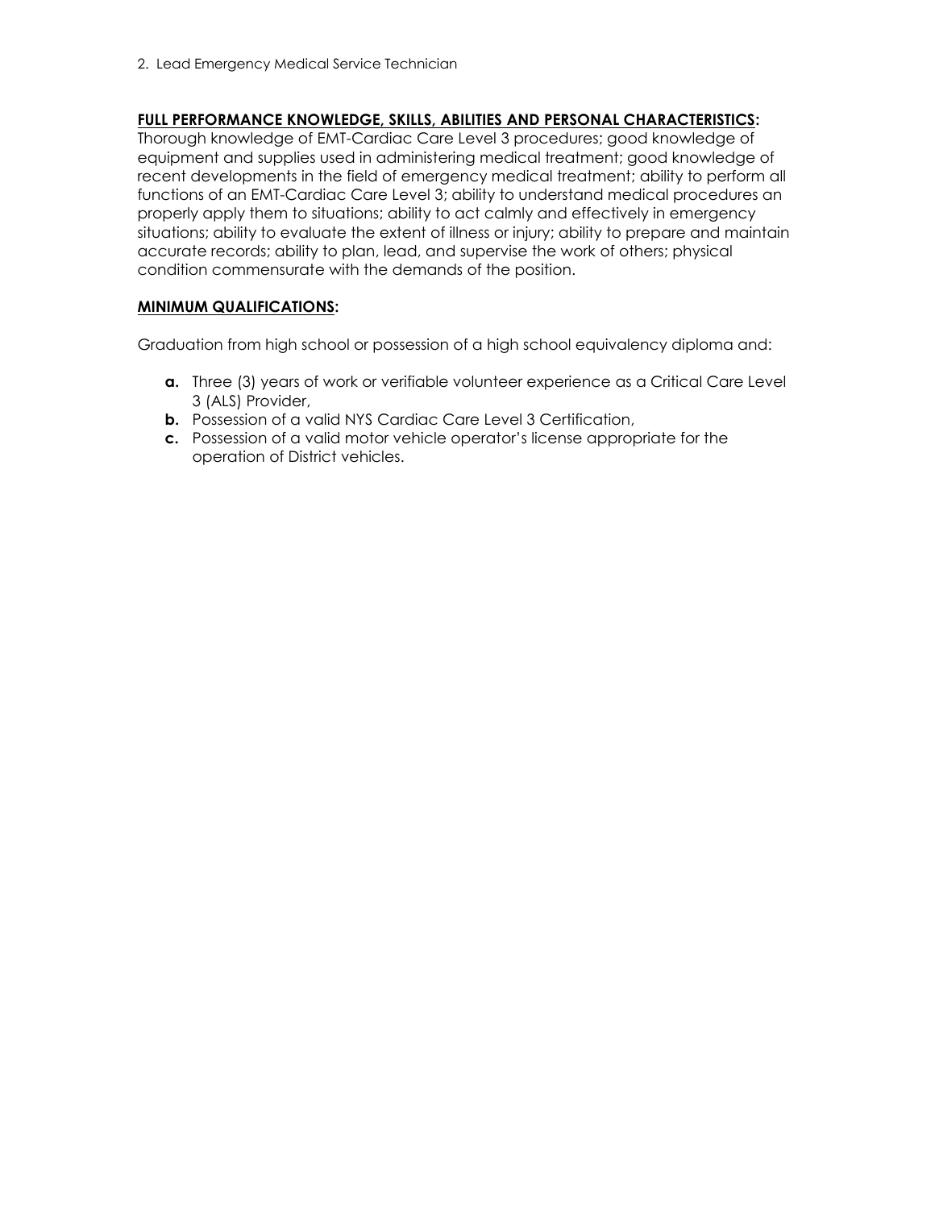## FULL PERFORMANCE KNOWLEDGE, SKILLS, ABILITIES AND PERSONAL CHARACTERISTICS:

Thorough knowledge of EMT-Cardiac Care Level 3 procedures; good knowledge of equipment and supplies used in administering medical treatment; good knowledge of recent developments in the field of emergency medical treatment; ability to perform all functions of an EMT-Cardiac Care Level 3; ability to understand medical procedures an properly apply them to situations; ability to act calmly and effectively in emergency situations; ability to evaluate the extent of illness or injury; ability to prepare and maintain accurate records; ability to plan, lead, and supervise the work of others; physical condition commensurate with the demands of the position.

## MINIMUM QUALIFICATIONS:

Graduation from high school or possession of a high school equivalency diploma and:

- **a.** Three (3) years of work or verifiable volunteer experience as a Critical Care Level 3 (ALS) Provider,
- **b.** Possession of a valid NYS Cardiac Care Level 3 Certification,
- **c.** Possession of a valid motor vehicle operator's license appropriate for the operation of District vehicles.